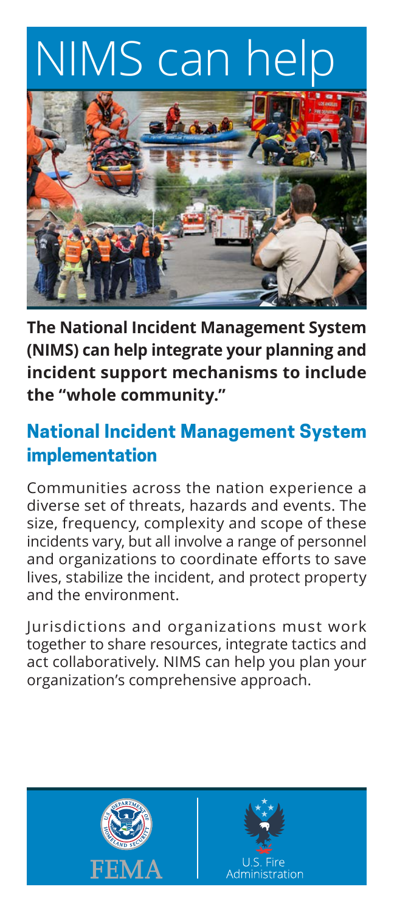# NIMS can help

**The National Incident Management System (NIMS) can help integrate your planning and incident support mechanisms to include the "whole community."**

## National Incident Management System implementation

Communities across the nation experience a diverse set of threats, hazards and events. The size, frequency, complexity and scope of these incidents vary, but all involve a range of personnel and organizations to coordinate efforts to save lives, stabilize the incident, and protect property and the environment.

Jurisdictions and organizations must work together to share resources, integrate tactics and act collaboratively. NIMS can help you plan your organization's comprehensive approach.

FEMA

U.S. Fire Administration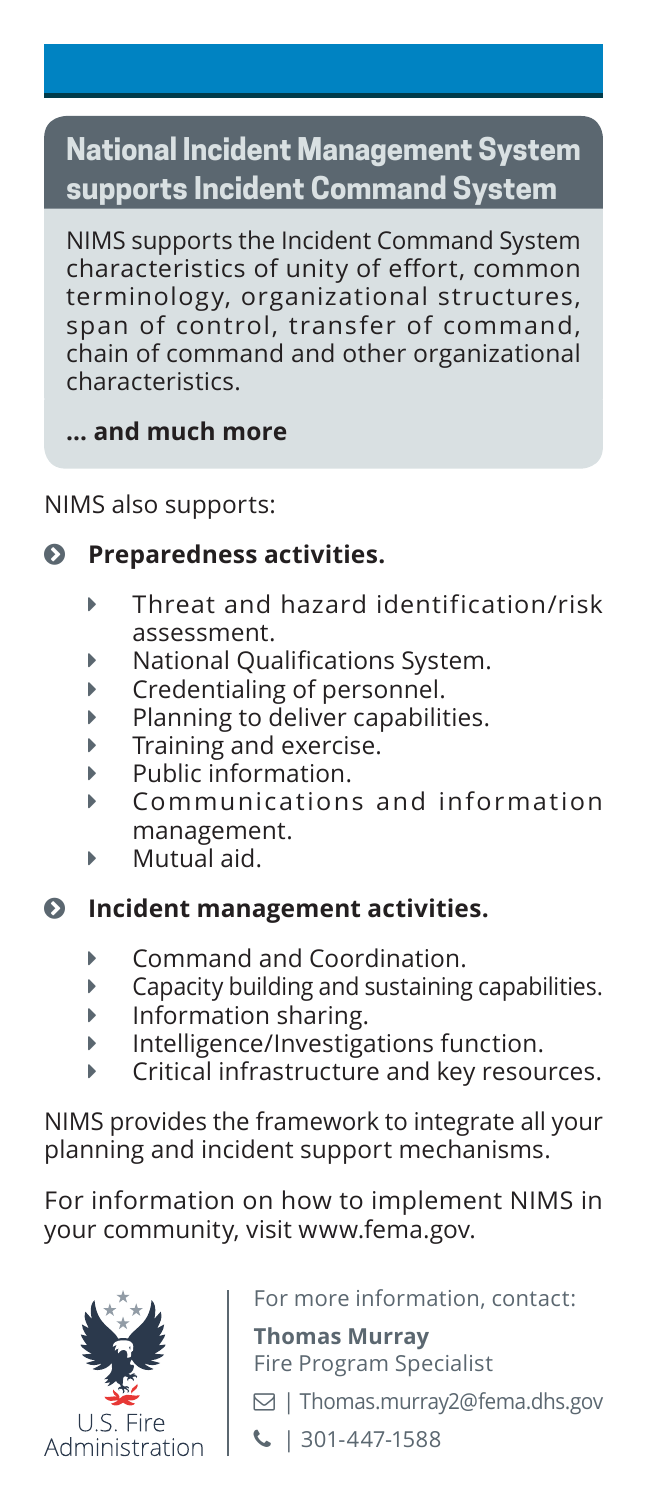## National Incident Management System supports Incident Command System

NIMS supports the Incident Command System characteristics of unity of effort, common terminology, organizational structures, span of control, transfer of command, chain of command and other organizational characteristics.

**... and much more**

NIMS also supports:

- **Preparedness activities.**
  - Threat and hazard identification/risk assessment.
  - National Qualifications System.
  - Credentialing of personnel.
  - Planning to deliver capabilities.
  - Training and exercise.
  - Public information.
  - Communications and information management.
  - Mutual aid.
- **Incident management activities.**
  - Command and Coordination.
  - Capacity building and sustaining capabilities.
  - Information sharing.
  - Intelligence/Investigations function.
  - Critical infrastructure and key resources.

NIMS provides the framework to integrate all your planning and incident support mechanisms.

For information on how to implement NIMS in your community, visit www.fema.gov.

U.S. Fire Administration

For more information, contact:

**Thomas Murray**
Fire Program Specialist

| Thomas.murray2@fema.dhs.gov

| 301-447-1588